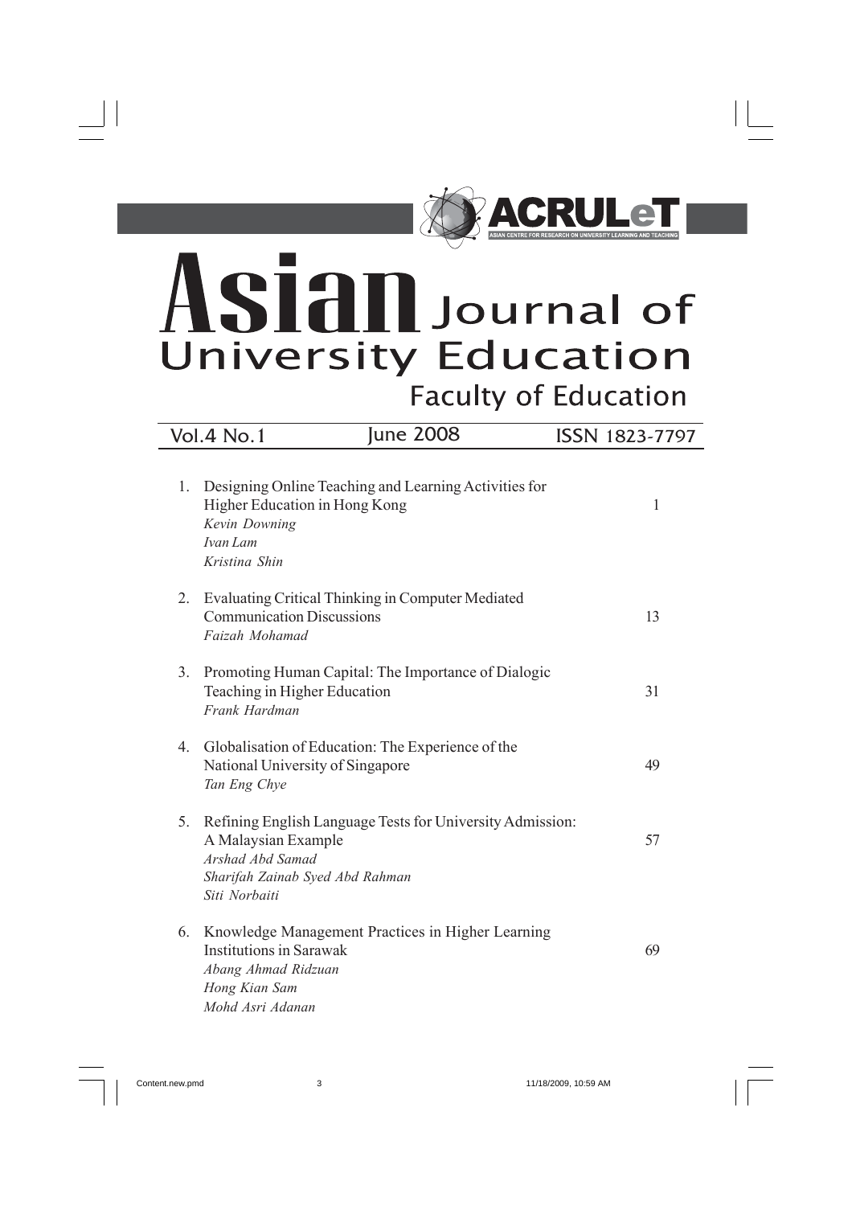ACRULeT

ASIAN CENTRE FOR RESEARCH ON UNIVERSITY LEARNING AND TEACHING

# Asian Journal of University Education

## Faculty of Education

Vol.4 No.1 June 2008 ISSN 1823-7797

| | | |
|---|---|---|
| 1. | Designing Online Teaching and Learning Activities for Higher Education in Hong Kong<br>*Kevin Downing*<br>*Ivan Lam*<br>*Kristina Shin* | 1 |
| 2. | Evaluating Critical Thinking in Computer Mediated Communication Discussions<br>*Faizah Mohamad* | 13 |
| 3. | Promoting Human Capital: The Importance of Dialogic Teaching in Higher Education<br>*Frank Hardman* | 31 |
| 4. | Globalisation of Education: The Experience of the National University of Singapore<br>*Tan Eng Chye* | 49 |
| 5. | Refining English Language Tests for University Admission: A Malaysian Example<br>*Arshad Abd Samad*<br>*Sharifah Zainab Syed Abd Rahman*<br>*Siti Norbaiti* | 57 |
| 6. | Knowledge Management Practices in Higher Learning Institutions in Sarawak<br>*Abang Ahmad Ridzuan*<br>*Hong Kian Sam*<br>*Mohd Asri Adanan* | 69 |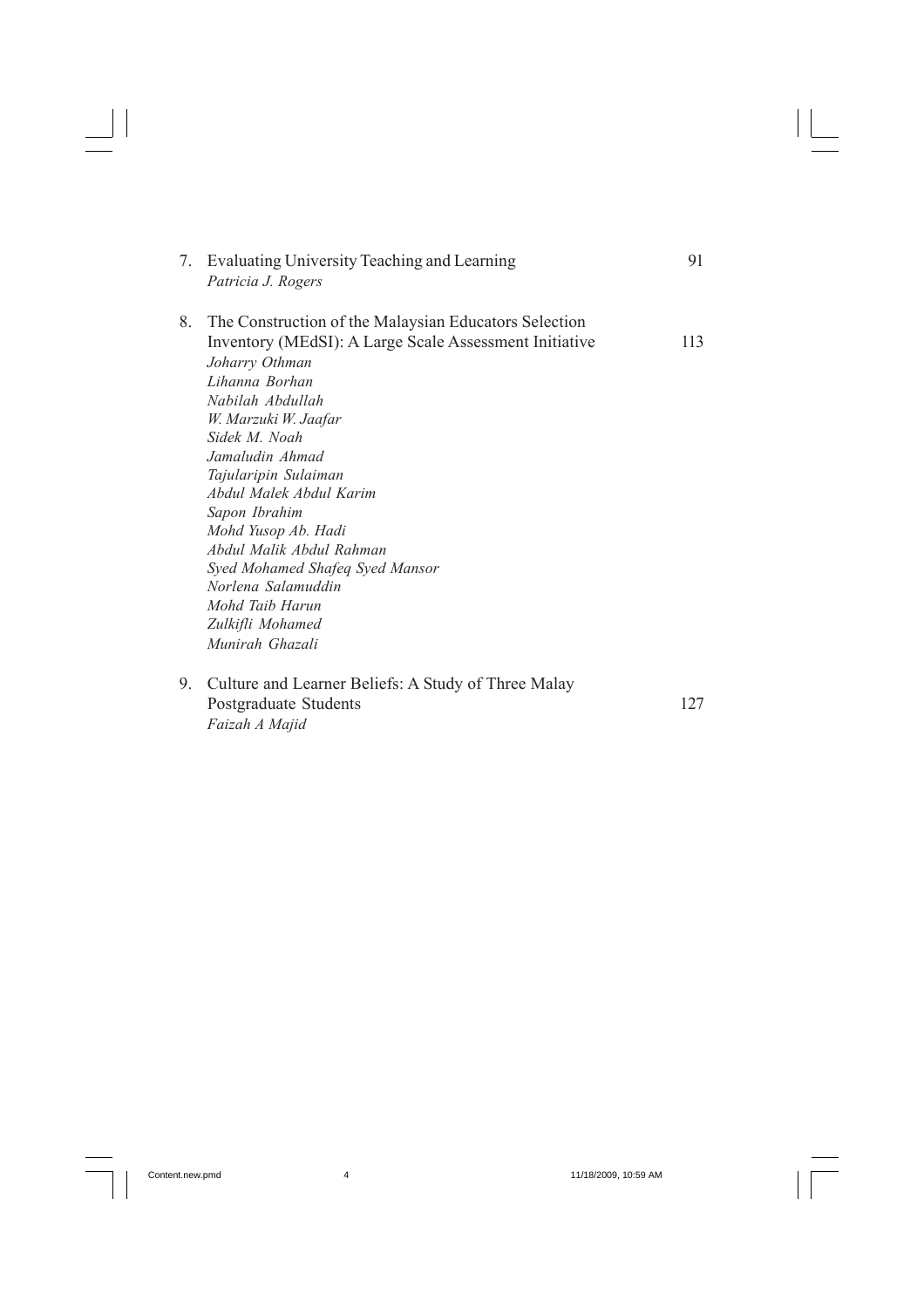7. Evaluating University Teaching and Learning 91
   *Patricia J. Rogers*

8. The Construction of the Malaysian Educators Selection Inventory (MEdSI): A Large Scale Assessment Initiative 113
   *Joharry Othman*
   *Lihanna Borhan*
   *Nabilah Abdullah*
   *W. Marzuki W. Jaafar*
   *Sidek M. Noah*
   *Jamaludin Ahmad*
   *Tajularipin Sulaiman*
   *Abdul Malek Abdul Karim*
   *Sapon Ibrahim*
   *Mohd Yusop Ab. Hadi*
   *Abdul Malik Abdul Rahman*
   *Syed Mohamed Shafeq Syed Mansor*
   *Norlena Salamuddin*
   *Mohd Taib Harun*
   *Zulkifli Mohamed*
   *Munirah Ghazali*

9. Culture and Learner Beliefs: A Study of Three Malay Postgraduate Students 127
   *Faizah A Majid*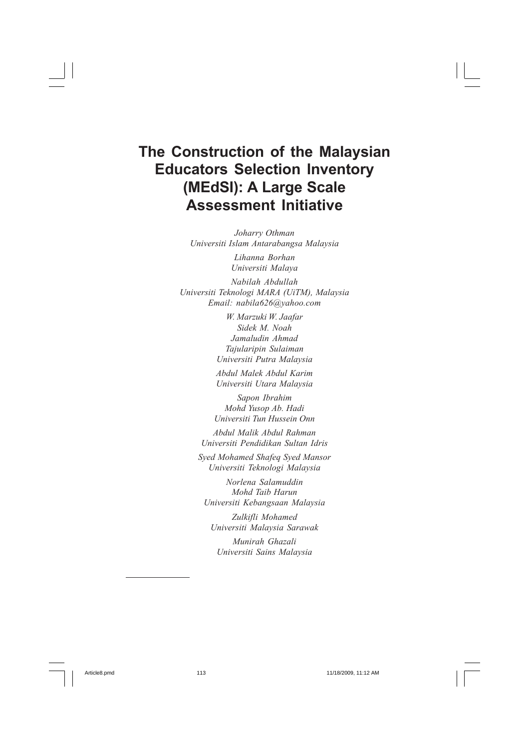# The Construction of the Malaysian Educators Selection Inventory (MEdSI): A Large Scale Assessment Initiative

*Joharry Othman*
*Universiti Islam Antarabangsa Malaysia*

*Lihanna Borhan*
*Universiti Malaya*

*Nabilah Abdullah*
*Universiti Teknologi MARA (UiTM), Malaysia*
*Email: nabila626@yahoo.com*

*W. Marzuki W. Jaafar*
*Sidek M. Noah*
*Jamaludin Ahmad*
*Tajularipin Sulaiman*
*Universiti Putra Malaysia*

*Abdul Malek Abdul Karim*
*Universiti Utara Malaysia*

*Sapon Ibrahim*
*Mohd Yusop Ab. Hadi*
*Universiti Tun Hussein Onn*

*Abdul Malik Abdul Rahman*
*Universiti Pendidikan Sultan Idris*

*Syed Mohamed Shafeq Syed Mansor*
*Universiti Teknologi Malaysia*

*Norlena Salamuddin*
*Mohd Taib Harun*
*Universiti Kebangsaan Malaysia*

*Zulkifli Mohamed*
*Universiti Malaysia Sarawak*

*Munirah Ghazali*
*Universiti Sains Malaysia*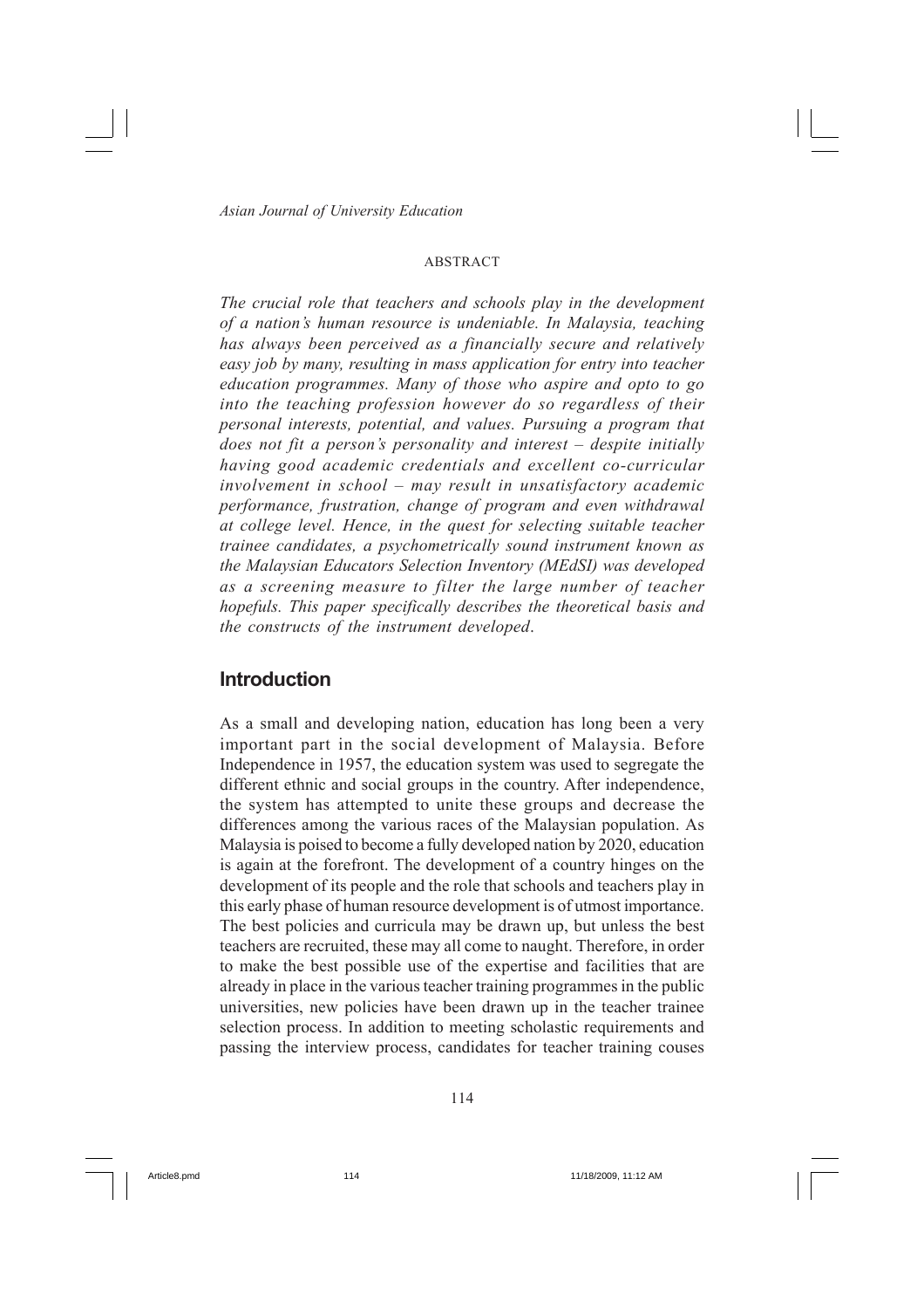ABSTRACT

*The crucial role that teachers and schools play in the development of a nation's human resource is undeniable. In Malaysia, teaching has always been perceived as a financially secure and relatively easy job by many, resulting in mass application for entry into teacher education programmes. Many of those who aspire and opto to go into the teaching profession however do so regardless of their personal interests, potential, and values. Pursuing a program that does not fit a person's personality and interest – despite initially having good academic credentials and excellent co-curricular involvement in school – may result in unsatisfactory academic performance, frustration, change of program and even withdrawal at college level. Hence, in the quest for selecting suitable teacher trainee candidates, a psychometrically sound instrument known as the Malaysian Educators Selection Inventory (MEdSI) was developed as a screening measure to filter the large number of teacher hopefuls. This paper specifically describes the theoretical basis and the constructs of the instrument developed.*

## Introduction

As a small and developing nation, education has long been a very important part in the social development of Malaysia. Before Independence in 1957, the education system was used to segregate the different ethnic and social groups in the country. After independence, the system has attempted to unite these groups and decrease the differences among the various races of the Malaysian population. As Malaysia is poised to become a fully developed nation by 2020, education is again at the forefront. The development of a country hinges on the development of its people and the role that schools and teachers play in this early phase of human resource development is of utmost importance. The best policies and curricula may be drawn up, but unless the best teachers are recruited, these may all come to naught. Therefore, in order to make the best possible use of the expertise and facilities that are already in place in the various teacher training programmes in the public universities, new policies have been drawn up in the teacher trainee selection process. In addition to meeting scholastic requirements and passing the interview process, candidates for teacher training couses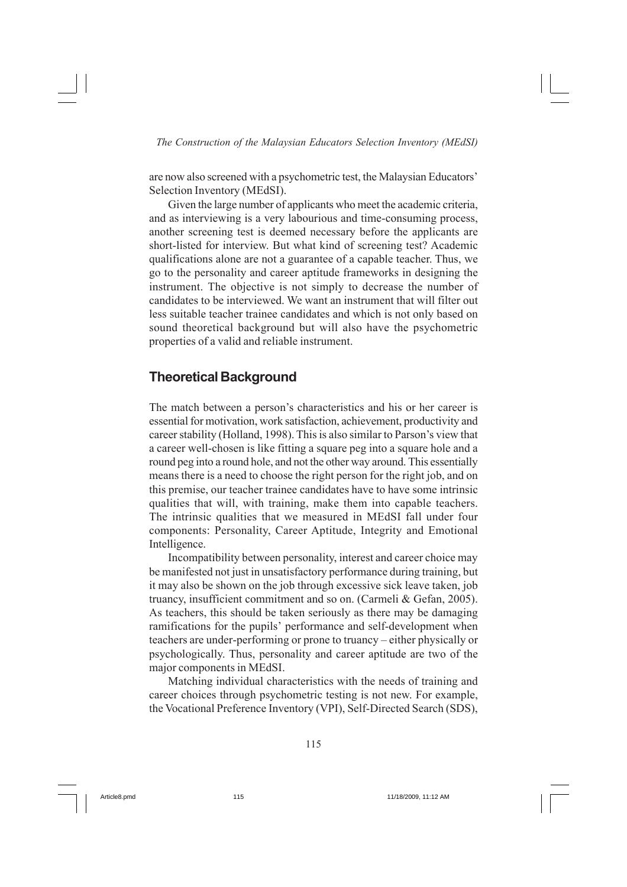are now also screened with a psychometric test, the Malaysian Educators' Selection Inventory (MEdSI).

Given the large number of applicants who meet the academic criteria, and as interviewing is a very labourious and time-consuming process, another screening test is deemed necessary before the applicants are short-listed for interview. But what kind of screening test? Academic qualifications alone are not a guarantee of a capable teacher. Thus, we go to the personality and career aptitude frameworks in designing the instrument. The objective is not simply to decrease the number of candidates to be interviewed. We want an instrument that will filter out less suitable teacher trainee candidates and which is not only based on sound theoretical background but will also have the psychometric properties of a valid and reliable instrument.

## Theoretical Background

The match between a person's characteristics and his or her career is essential for motivation, work satisfaction, achievement, productivity and career stability (Holland, 1998). This is also similar to Parson's view that a career well-chosen is like fitting a square peg into a square hole and a round peg into a round hole, and not the other way around. This essentially means there is a need to choose the right person for the right job, and on this premise, our teacher trainee candidates have to have some intrinsic qualities that will, with training, make them into capable teachers. The intrinsic qualities that we measured in MEdSI fall under four components: Personality, Career Aptitude, Integrity and Emotional Intelligence.

Incompatibility between personality, interest and career choice may be manifested not just in unsatisfactory performance during training, but it may also be shown on the job through excessive sick leave taken, job truancy, insufficient commitment and so on. (Carmeli & Gefan, 2005). As teachers, this should be taken seriously as there may be damaging ramifications for the pupils' performance and self-development when teachers are under-performing or prone to truancy – either physically or psychologically. Thus, personality and career aptitude are two of the major components in MEdSI.

Matching individual characteristics with the needs of training and career choices through psychometric testing is not new. For example, the Vocational Preference Inventory (VPI), Self-Directed Search (SDS),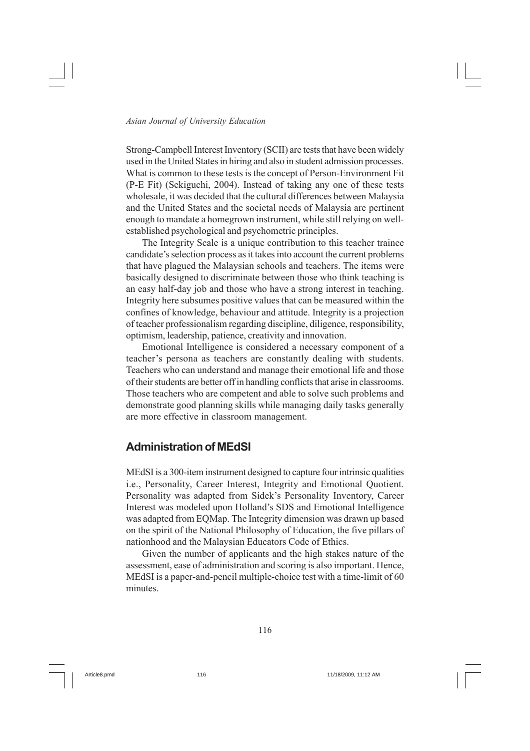Strong-Campbell Interest Inventory (SCII) are tests that have been widely used in the United States in hiring and also in student admission processes. What is common to these tests is the concept of Person-Environment Fit (P-E Fit) (Sekiguchi, 2004). Instead of taking any one of these tests wholesale, it was decided that the cultural differences between Malaysia and the United States and the societal needs of Malaysia are pertinent enough to mandate a homegrown instrument, while still relying on well-established psychological and psychometric principles.

The Integrity Scale is a unique contribution to this teacher trainee candidate's selection process as it takes into account the current problems that have plagued the Malaysian schools and teachers. The items were basically designed to discriminate between those who think teaching is an easy half-day job and those who have a strong interest in teaching. Integrity here subsumes positive values that can be measured within the confines of knowledge, behaviour and attitude. Integrity is a projection of teacher professionalism regarding discipline, diligence, responsibility, optimism, leadership, patience, creativity and innovation.

Emotional Intelligence is considered a necessary component of a teacher's persona as teachers are constantly dealing with students. Teachers who can understand and manage their emotional life and those of their students are better off in handling conflicts that arise in classrooms. Those teachers who are competent and able to solve such problems and demonstrate good planning skills while managing daily tasks generally are more effective in classroom management.

## Administration of MEdSI

MEdSI is a 300-item instrument designed to capture four intrinsic qualities i.e., Personality, Career Interest, Integrity and Emotional Quotient. Personality was adapted from Sidek's Personality Inventory, Career Interest was modeled upon Holland's SDS and Emotional Intelligence was adapted from EQMap. The Integrity dimension was drawn up based on the spirit of the National Philosophy of Education, the five pillars of nationhood and the Malaysian Educators Code of Ethics.

Given the number of applicants and the high stakes nature of the assessment, ease of administration and scoring is also important. Hence, MEdSI is a paper-and-pencil multiple-choice test with a time-limit of 60 minutes.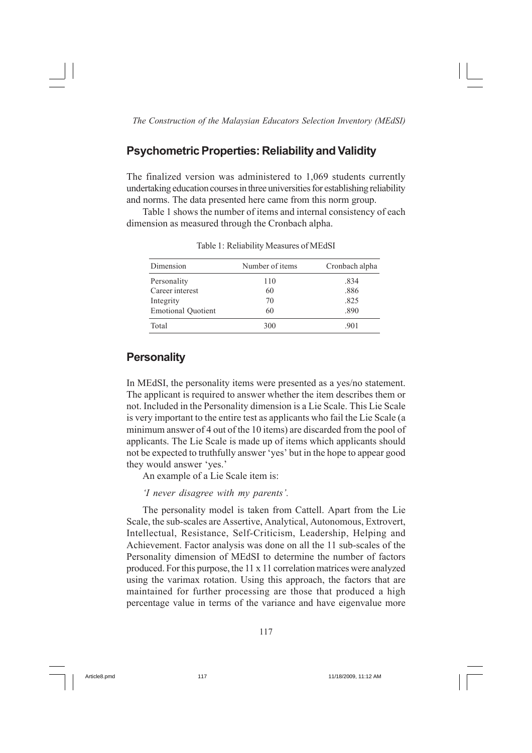## Psychometric Properties: Reliability and Validity

The finalized version was administered to 1,069 students currently undertaking education courses in three universities for establishing reliability and norms. The data presented here came from this norm group.

Table 1 shows the number of items and internal consistency of each dimension as measured through the Cronbach alpha.

Table 1: Reliability Measures of MEdSI

| Dimension | Number of items | Cronbach alpha |
|---|---|---|
| Personality | 110 | .834 |
| Career interest | 60 | .886 |
| Integrity | 70 | .825 |
| Emotional Quotient | 60 | .890 |
| Total | 300 | .901 |

## Personality

In MEdSI, the personality items were presented as a yes/no statement. The applicant is required to answer whether the item describes them or not. Included in the Personality dimension is a Lie Scale. This Lie Scale is very important to the entire test as applicants who fail the Lie Scale (a minimum answer of 4 out of the 10 items) are discarded from the pool of applicants. The Lie Scale is made up of items which applicants should not be expected to truthfully answer 'yes' but in the hope to appear good they would answer 'yes.'

An example of a Lie Scale item is:

*'I never disagree with my parents'.*

The personality model is taken from Cattell. Apart from the Lie Scale, the sub-scales are Assertive, Analytical, Autonomous, Extrovert, Intellectual, Resistance, Self-Criticism, Leadership, Helping and Achievement. Factor analysis was done on all the 11 sub-scales of the Personality dimension of MEdSI to determine the number of factors produced. For this purpose, the 11 x 11 correlation matrices were analyzed using the varimax rotation. Using this approach, the factors that are maintained for further processing are those that produced a high percentage value in terms of the variance and have eigenvalue more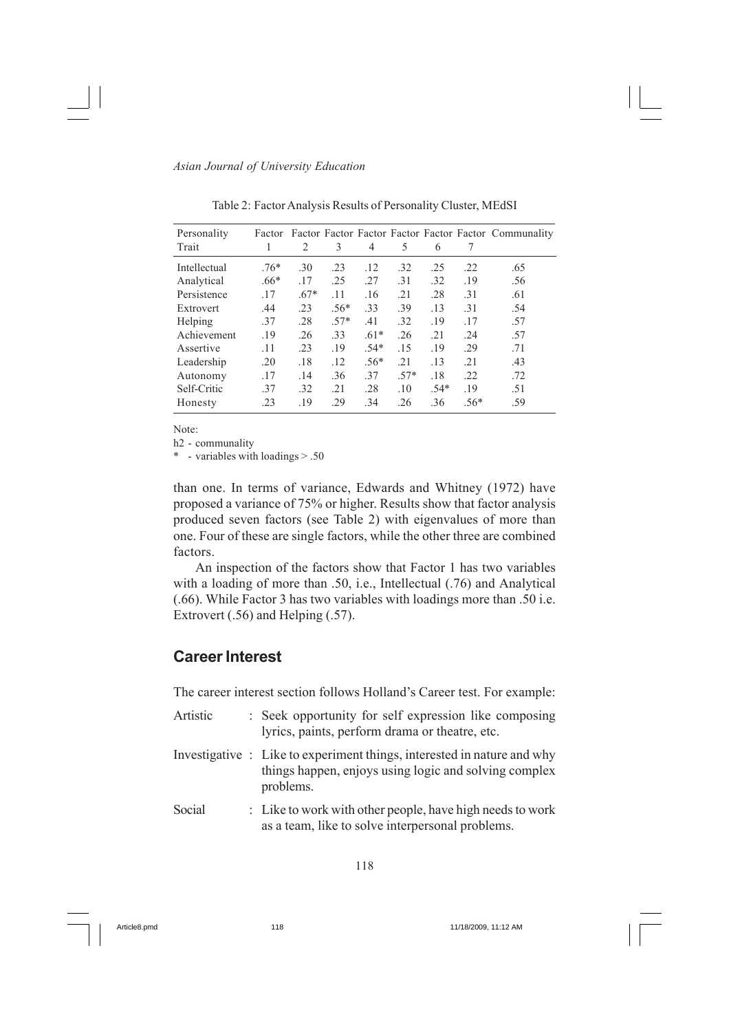Table 2: Factor Analysis Results of Personality Cluster, MEdSI

| Personality Trait | Factor 1 | Factor 2 | Factor 3 | Factor 4 | Factor 5 | Factor 6 | Factor 7 | Communality |
|---|---|---|---|---|---|---|---|---|
| Intellectual | .76* | .30 | .23 | .12 | .32 | .25 | .22 | .65 |
| Analytical | .66* | .17 | .25 | .27 | .31 | .32 | .19 | .56 |
| Persistence | .17 | .67* | .11 | .16 | .21 | .28 | .31 | .61 |
| Extrovert | .44 | .23 | .56* | .33 | .39 | .13 | .31 | .54 |
| Helping | .37 | .28 | .57* | .41 | .32 | .19 | .17 | .57 |
| Achievement | .19 | .26 | .33 | .61* | .26 | .21 | .24 | .57 |
| Assertive | .11 | .23 | .19 | .54* | .15 | .19 | .29 | .71 |
| Leadership | .20 | .18 | .12 | .56* | .21 | .13 | .21 | .43 |
| Autonomy | .17 | .14 | .36 | .37 | .57* | .18 | .22 | .72 |
| Self-Critic | .37 | .32 | .21 | .28 | .10 | .54* | .19 | .51 |
| Honesty | .23 | .19 | .29 | .34 | .26 | .36 | .56* | .59 |

Note:

h2 - communality

\* - variables with loadings > .50

than one. In terms of variance, Edwards and Whitney (1972) have proposed a variance of 75% or higher. Results show that factor analysis produced seven factors (see Table 2) with eigenvalues of more than one. Four of these are single factors, while the other three are combined factors.

An inspection of the factors show that Factor 1 has two variables with a loading of more than .50, i.e., Intellectual (.76) and Analytical (.66). While Factor 3 has two variables with loadings more than .50 i.e. Extrovert (.56) and Helping (.57).

## Career Interest

The career interest section follows Holland's Career test. For example:

- Artistic : Seek opportunity for self expression like composing lyrics, paints, perform drama or theatre, etc.
- Investigative : Like to experiment things, interested in nature and why things happen, enjoys using logic and solving complex problems.
- Social : Like to work with other people, have high needs to work as a team, like to solve interpersonal problems.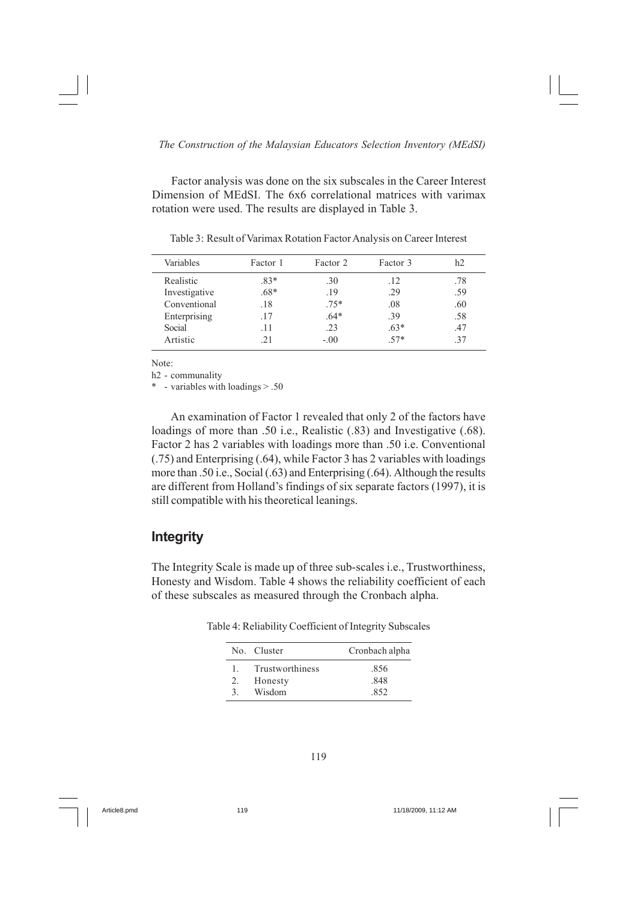Factor analysis was done on the six subscales in the Career Interest Dimension of MEdSI. The 6x6 correlational matrices with varimax rotation were used. The results are displayed in Table 3.

Table 3: Result of Varimax Rotation Factor Analysis on Career Interest

| Variables | Factor 1 | Factor 2 | Factor 3 | h2 |
|---|---|---|---|---|
| Realistic | .83* | .30 | .12 | .78 |
| Investigative | .68* | .19 | .29 | .59 |
| Conventional | .18 | .75* | .08 | .60 |
| Enterprising | .17 | .64* | .39 | .58 |
| Social | .11 | .23 | .63* | .47 |
| Artistic | .21 | -.00 | .57* | .37 |

Note:

h2 - communality

* - variables with loadings > .50

An examination of Factor 1 revealed that only 2 of the factors have loadings of more than .50 i.e., Realistic (.83) and Investigative (.68). Factor 2 has 2 variables with loadings more than .50 i.e. Conventional (.75) and Enterprising (.64), while Factor 3 has 2 variables with loadings more than .50 i.e., Social (.63) and Enterprising (.64). Although the results are different from Holland's findings of six separate factors (1997), it is still compatible with his theoretical leanings.

## Integrity

The Integrity Scale is made up of three sub-scales i.e., Trustworthiness, Honesty and Wisdom. Table 4 shows the reliability coefficient of each of these subscales as measured through the Cronbach alpha.

Table 4: Reliability Coefficient of Integrity Subscales

| No. | Cluster | Cronbach alpha |
|---|---|---|
| 1. | Trustworthiness | .856 |
| 2. | Honesty | .848 |
| 3. | Wisdom | .852 |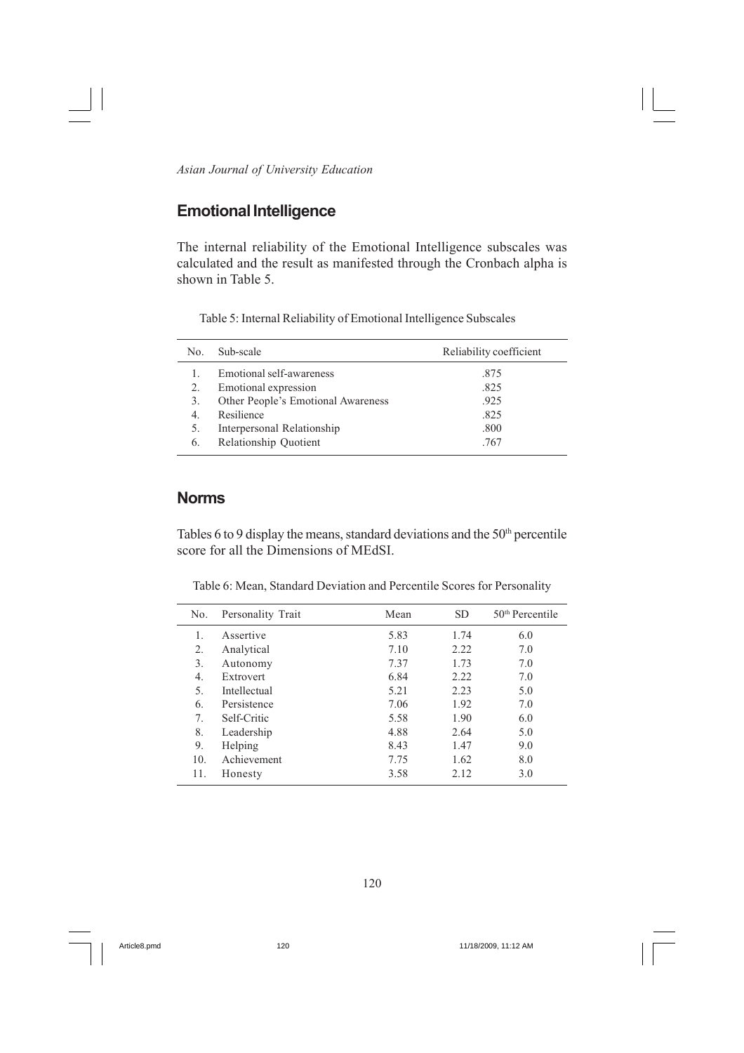## Emotional Intelligence

The internal reliability of the Emotional Intelligence subscales was calculated and the result as manifested through the Cronbach alpha is shown in Table 5.

Table 5: Internal Reliability of Emotional Intelligence Subscales

| No. | Sub-scale | Reliability coefficient |
|---|---|---|
| 1. | Emotional self-awareness | .875 |
| 2. | Emotional expression | .825 |
| 3. | Other People's Emotional Awareness | .925 |
| 4. | Resilience | .825 |
| 5. | Interpersonal Relationship | .800 |
| 6. | Relationship Quotient | .767 |

## Norms

Tables 6 to 9 display the means, standard deviations and the 50th percentile score for all the Dimensions of MEdSI.

Table 6: Mean, Standard Deviation and Percentile Scores for Personality

| No. | Personality Trait | Mean | SD | 50th Percentile |
|---|---|---|---|---|
| 1. | Assertive | 5.83 | 1.74 | 6.0 |
| 2. | Analytical | 7.10 | 2.22 | 7.0 |
| 3. | Autonomy | 7.37 | 1.73 | 7.0 |
| 4. | Extrovert | 6.84 | 2.22 | 7.0 |
| 5. | Intellectual | 5.21 | 2.23 | 5.0 |
| 6. | Persistence | 7.06 | 1.92 | 7.0 |
| 7. | Self-Critic | 5.58 | 1.90 | 6.0 |
| 8. | Leadership | 4.88 | 2.64 | 5.0 |
| 9. | Helping | 8.43 | 1.47 | 9.0 |
| 10. | Achievement | 7.75 | 1.62 | 8.0 |
| 11. | Honesty | 3.58 | 2.12 | 3.0 |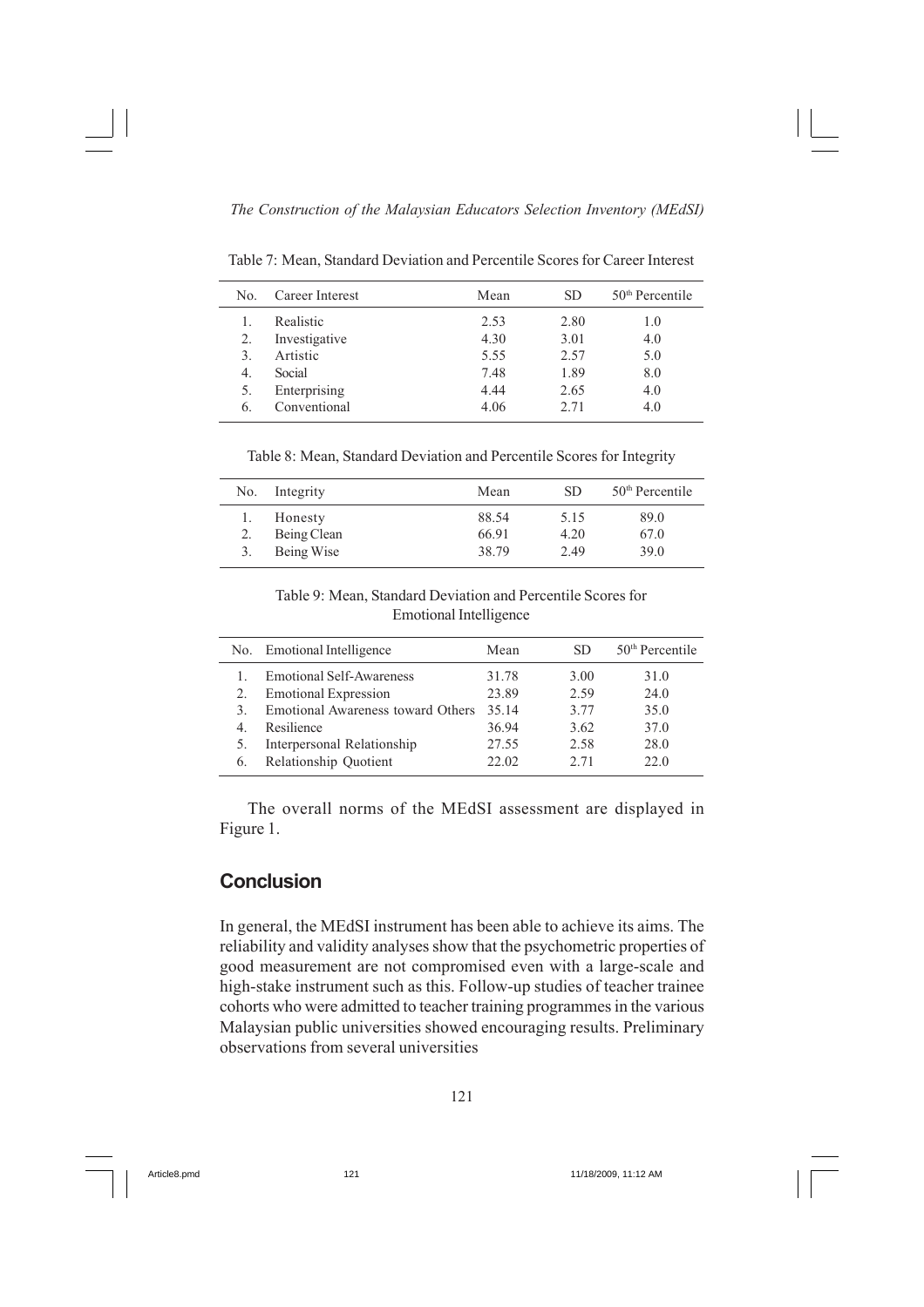Table 7: Mean, Standard Deviation and Percentile Scores for Career Interest

| No. | Career Interest | Mean | SD | 50th Percentile |
|---|---|---|---|---|
| 1. | Realistic | 2.53 | 2.80 | 1.0 |
| 2. | Investigative | 4.30 | 3.01 | 4.0 |
| 3. | Artistic | 5.55 | 2.57 | 5.0 |
| 4. | Social | 7.48 | 1.89 | 8.0 |
| 5. | Enterprising | 4.44 | 2.65 | 4.0 |
| 6. | Conventional | 4.06 | 2.71 | 4.0 |

Table 8: Mean, Standard Deviation and Percentile Scores for Integrity

| No. | Integrity | Mean | SD | 50th Percentile |
|---|---|---|---|---|
| 1. | Honesty | 88.54 | 5.15 | 89.0 |
| 2. | Being Clean | 66.91 | 4.20 | 67.0 |
| 3. | Being Wise | 38.79 | 2.49 | 39.0 |

Table 9: Mean, Standard Deviation and Percentile Scores for Emotional Intelligence

| No. | Emotional Intelligence | Mean | SD | 50th Percentile |
|---|---|---|---|---|
| 1. | Emotional Self-Awareness | 31.78 | 3.00 | 31.0 |
| 2. | Emotional Expression | 23.89 | 2.59 | 24.0 |
| 3. | Emotional Awareness toward Others | 35.14 | 3.77 | 35.0 |
| 4. | Resilience | 36.94 | 3.62 | 37.0 |
| 5. | Interpersonal Relationship | 27.55 | 2.58 | 28.0 |
| 6. | Relationship Quotient | 22.02 | 2.71 | 22.0 |

The overall norms of the MEdSI assessment are displayed in Figure 1.

## Conclusion

In general, the MEdSI instrument has been able to achieve its aims. The reliability and validity analyses show that the psychometric properties of good measurement are not compromised even with a large-scale and high-stake instrument such as this. Follow-up studies of teacher trainee cohorts who were admitted to teacher training programmes in the various Malaysian public universities showed encouraging results. Preliminary observations from several universities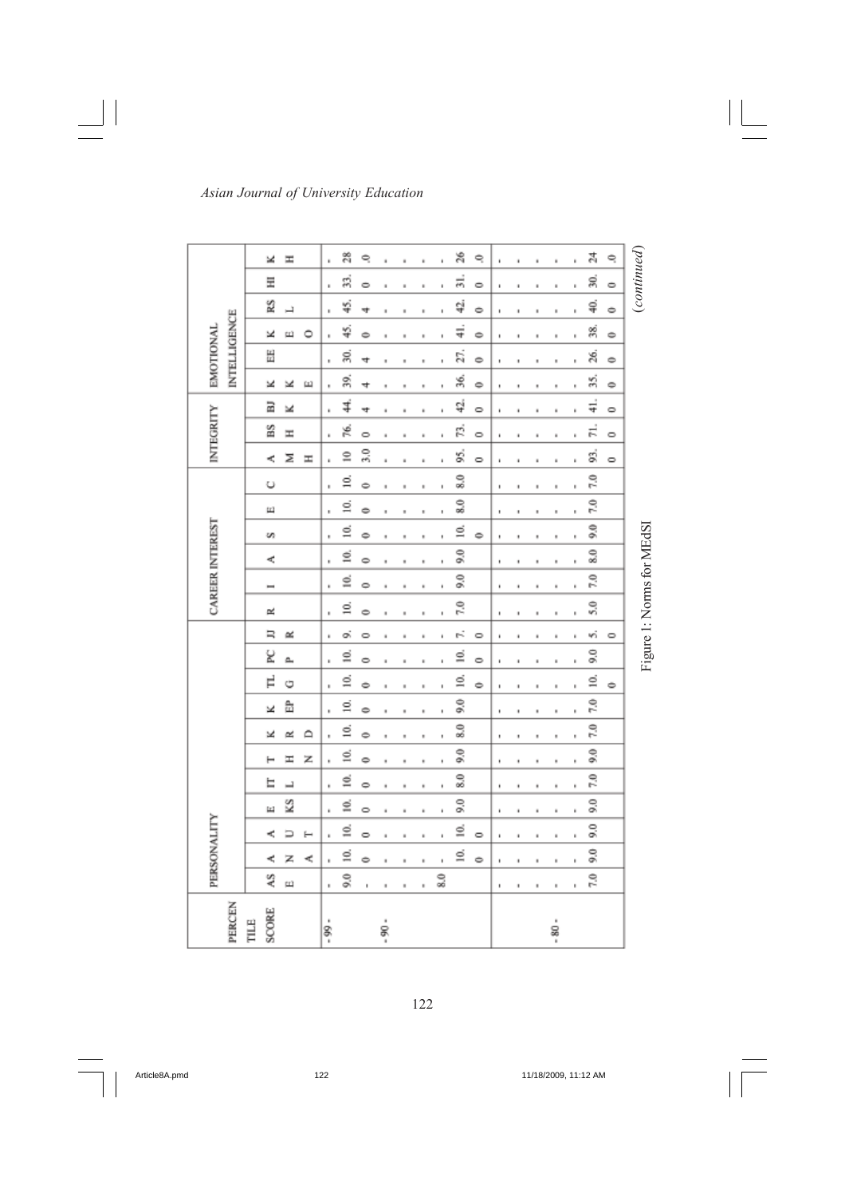| PERCENTILE SCORE | PERSONALITY | | | | | | | | | | | CAREER INTEREST | | | | | | INTEGRITY | | | EMOTIONAL INTELLIGENCE | | | | | |
|---|---|---|---|---|---|---|---|---|---|---|---|---|---|---|---|---|---|---|---|---|---|---|---|---|---|---|
| | ASE | ANA | AUT | EKS | ITL | THN | KRD | KEP | TLG | PCP | JJR | R | I | A | S | E | C | AMH | BSH | BJK | KKE | EE | KEO | RSL | HI | KH |
| 99 | 9.0 | 10.0 | 10.0 | 10.0 | 10.0 | 10.0 | 10.0 | 10.0 | 10.0 | 10.0 | 9.0 | 10.0 | 10.0 | 10.0 | 10.0 | 10.0 | 10.0 | 10 3.0 | 76.0 | 44.4 | 39.4 | 30.4 | 45.0 | 45.4 | 33.0 | 28.0 |
| 90 | 8.0 | 10.0 | 10.0 | 9.0 | 8.0 | 9.0 | 8.0 | 9.0 | 10.0 | 10.0 | 7.0 | 7.0 | 9.0 | 9.0 | 10.0 | 8.0 | 8.0 | 95.0 | 73.0 | 42.0 | 36.0 | 27.0 | 41.0 | 42.0 | 31.0 | 26.0 |
| 80 | 7.0 | 9.0 | 9.0 | 9.0 | 7.0 | 9.0 | 7.0 | 7.0 | 10.0 | 9.0 | 5.0 | 5.0 | 7.0 | 8.0 | 9.0 | 7.0 | 7.0 | 93.0 | 71.0 | 41.0 | 35.0 | 26.0 | 38.0 | 40.0 | 30.0 | 24.0 |

Figure 1: Norms for MEdSI

(*continued*)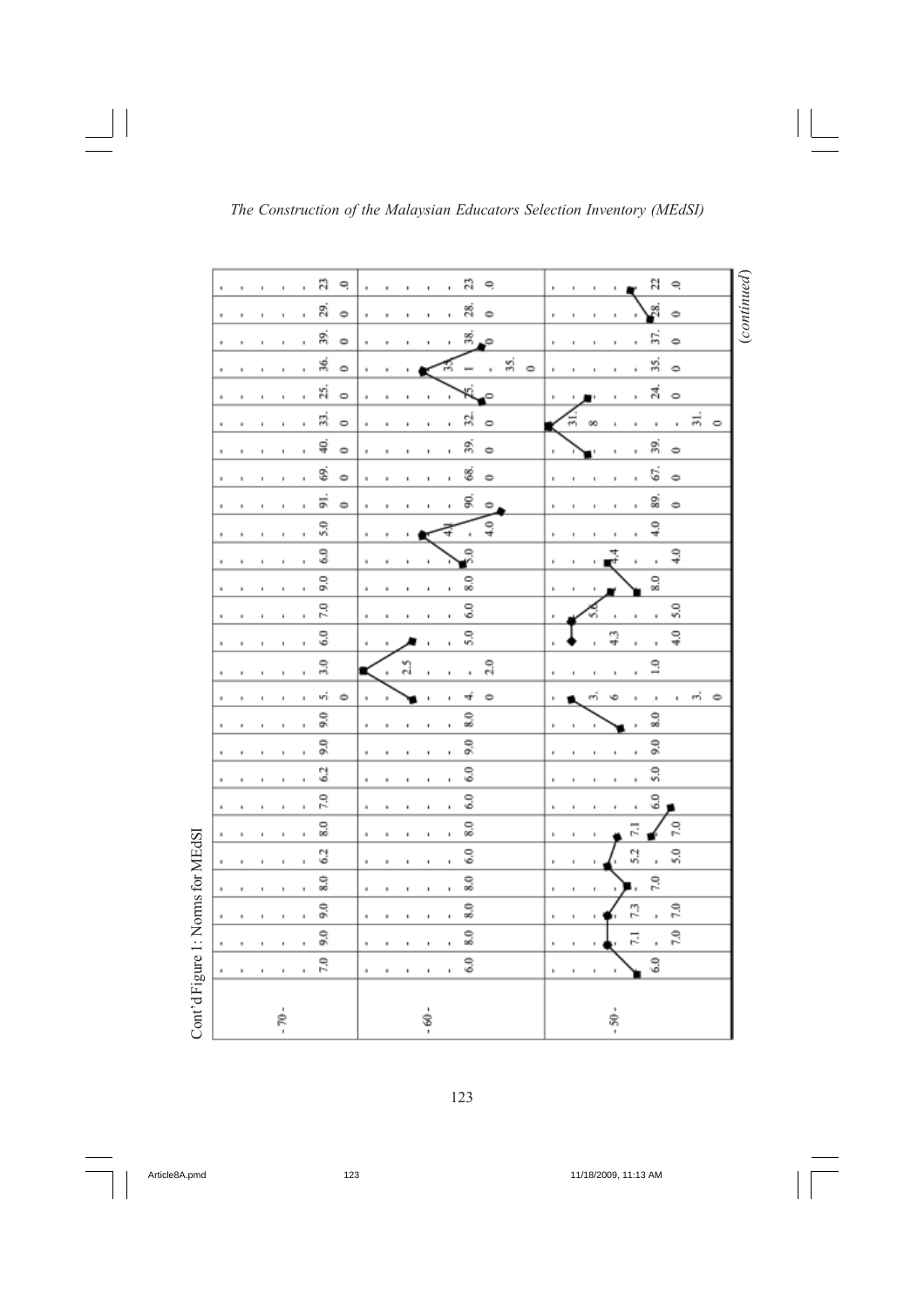Cont'd Figure 1: Norms for MEdSI

| | | | | | | | | | | | | | | | | | | | | | | | | | |
|---|---|---|---|---|---|---|---|---|---|---|---|---|---|---|---|---|---|---|---|---|---|---|---|---|---|
| - 70 - | 7.0 | 9.0 | 9.0 | 8.0 | 6.2 | 8.0 | 7.0 | 6.2 | 9.0 | 9.0 | 5.0 | 3.0 | 6.0 | 7.0 | 9.0 | 6.0 | 5.0 | 91.0 | 69.0 | 40.0 | 33.0 | 25.0 | 36.0 | 39.0 | 29.0 | 23.0 |
| - 60 - | 6.0 | 8.0 | 8.0 | 8.0 | 6.0 | 8.0 | 6.0 | 6.0 | 9.0 | 8.0 | 4.0 | 2.5 / 2.0 | 5.0 | 6.0 | 8.0 | 5.0 | 4.0 / 4.0 | 90.0 | 68.0 | 39.0 | 32.0 | 25.0 | 35.1 / 35.0 | 38.0 | 28.0 | 23.0 |
| - 50 - | 6.0 | 7.1 / 7.0 | 7.3 / 7.0 | 7.0 | 5.2 / 5.0 | 7.1 / 7.0 | 6.0 | 5.0 | 9.0 | 8.0 | 3.6 / 3.0 | 1.0 | 4.3 / 4.0 | 5.6 / 5.0 | 8.0 | 4.4 / 4.0 | 4.0 | 89.0 | 67.0 | 39.0 | 31.8 / 31.0 | 24.0 | 35.0 | 37.0 | 28.0 | 22.0 |

(continued)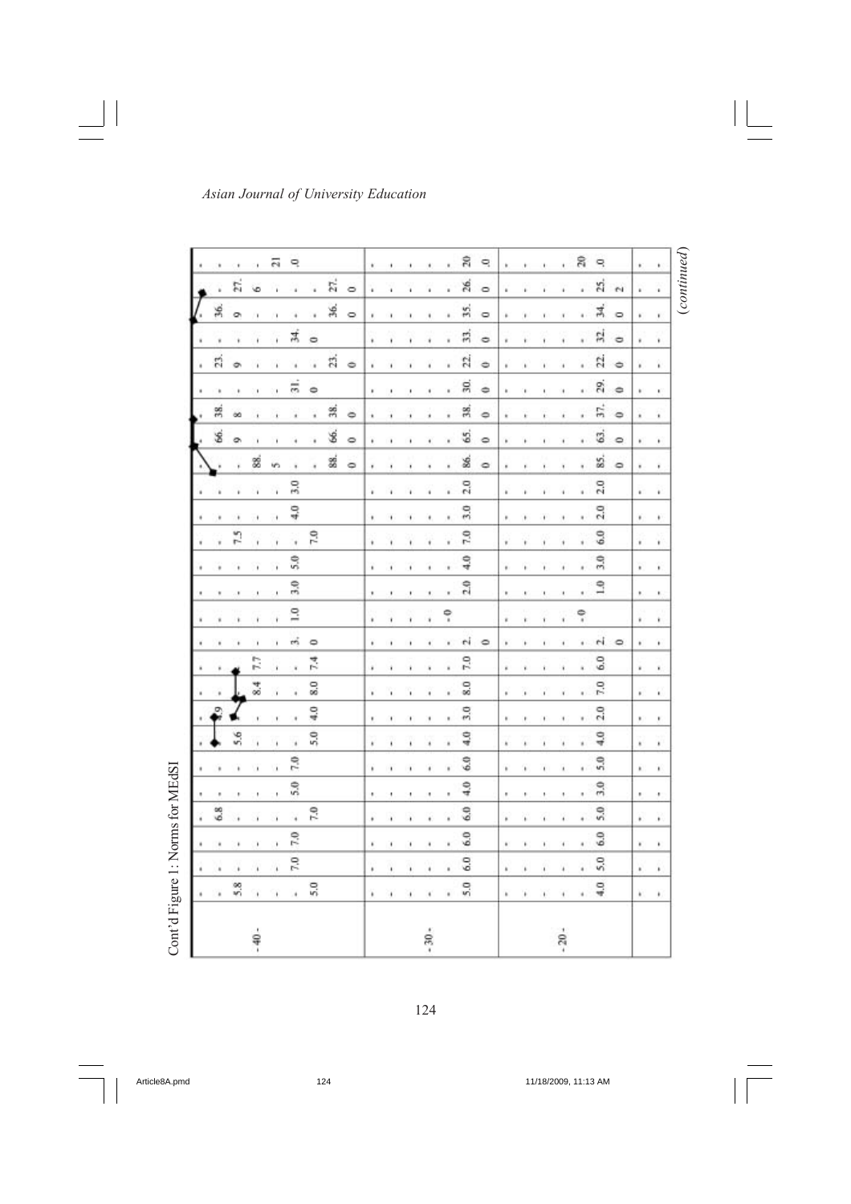Cont'd Figure 1: Norms for MEdSI

| | | | | | | | | | | | | | | | | | | | | | | | | | | | | |
|---|---|---|---|---|---|---|---|---|---|---|---|---|---|---|---|---|---|---|---|---|---|---|---|---|---|---|---|---|
| - 40 - | 5.8 | | 6.8 | | | | 5.6 | 2.9 | 8.4 | 7.7 | | | | | | | | | 88.5 | 66.9 | 38.8 | | 23.9 | | 36.9 | 27.6 | 21 | |
| | 5.0 | 7.0 | 7.0 | 7.0 | 5.0 | 7.0 | 5.0 | 4.0 | 8.0 | 7.4 | 3.0 | 1.0 | 3.0 | 5.0 | 7.0 | 4.0 | 3.0 | | 88.0 | 66.0 | 38.0 | 31.0 | 23.0 | 34.0 | 36.0 | 27.0 | .0 | |
| - 30 - | 5.0 | 6.0 | 6.0 | 6.0 | 4.0 | 6.0 | 4.0 | 3.0 | 8.0 | 7.0 | 2.0 | -0 | 2.0 | 4.0 | 7.0 | 3.0 | 2.0 | | 86.0 | 65.0 | 38.0 | 30.0 | 22.0 | 33.0 | 35.0 | 26.0 | 20.0 | |
| - 20 - | 4.0 | 5.0 | 6.0 | 5.0 | 3.0 | 5.0 | 4.0 | 2.0 | 7.0 | 6.0 | 2.0 | -0 | 1.0 | 3.0 | 6.0 | 2.0 | 2.0 | | 85.0 | 63.0 | 37.0 | 29.0 | 22.0 | 32.0 | 34.0 | 25.2 | 20.0 | |

*(continued)*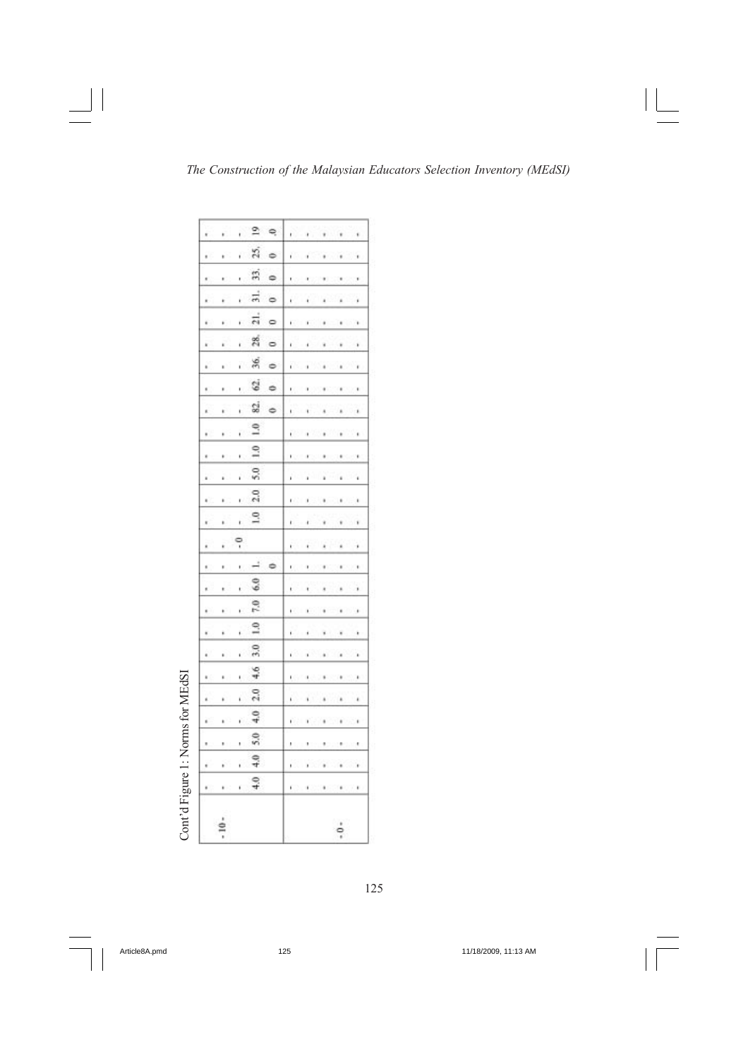Cont'd Figure 1: Norms for MEdSI

| | | | | | | | | | | | | | | | | | | | | | | | | | | |
|---|---|---|---|---|---|---|---|---|---|---|---|---|---|---|---|---|---|---|---|---|---|---|---|---|---|---|
| | . | . | . | . | . | . | . | . | . | . | . | . | . | . | . | . | . | . | . | . | . | . | . | . | . | . |
| -10- | . | . | . | . | . | . | . | . | . | . | . | . | . | . | . | . | . | . | . | . | . | . | . | . | . | . |
| | . | . | . | . | . | . | . | . | . | . | . | -0- | . | . | . | . | . | . | . | . | . | . | . | . | . | . |
| | 4.0 | 4.0 | 5.0 | 4.0 | 2.0 | 4.6 | 3.0 | 1.0 | 7.0 | 6.0 | 1.0 | | 1.0 | 2.0 | 5.0 | 1.0 | 1.0 | 82.0 | 62.0 | 36.0 | 28.0 | 21.0 | 31.0 | 33.0 | 25.0 | 19.0 |
| | , | , | , | , | , | , | , | , | , | , | , | , | , | , | , | , | , | , | , | , | , | , | , | , | , | , |
| | , | , | , | , | , | , | , | , | , | , | , | , | , | , | , | , | , | , | , | , | , | , | , | , | , | , |
| | , | , | , | , | , | , | , | , | , | , | , | , | , | , | , | , | , | , | , | , | , | , | , | , | , | , |
| -0- | , | , | , | , | , | , | , | , | , | , | , | , | , | , | , | , | , | , | , | , | , | , | , | , | , | , |
| | , | , | , | , | , | , | , | , | , | , | , | , | , | , | , | , | , | , | , | , | , | , | , | , | , | , |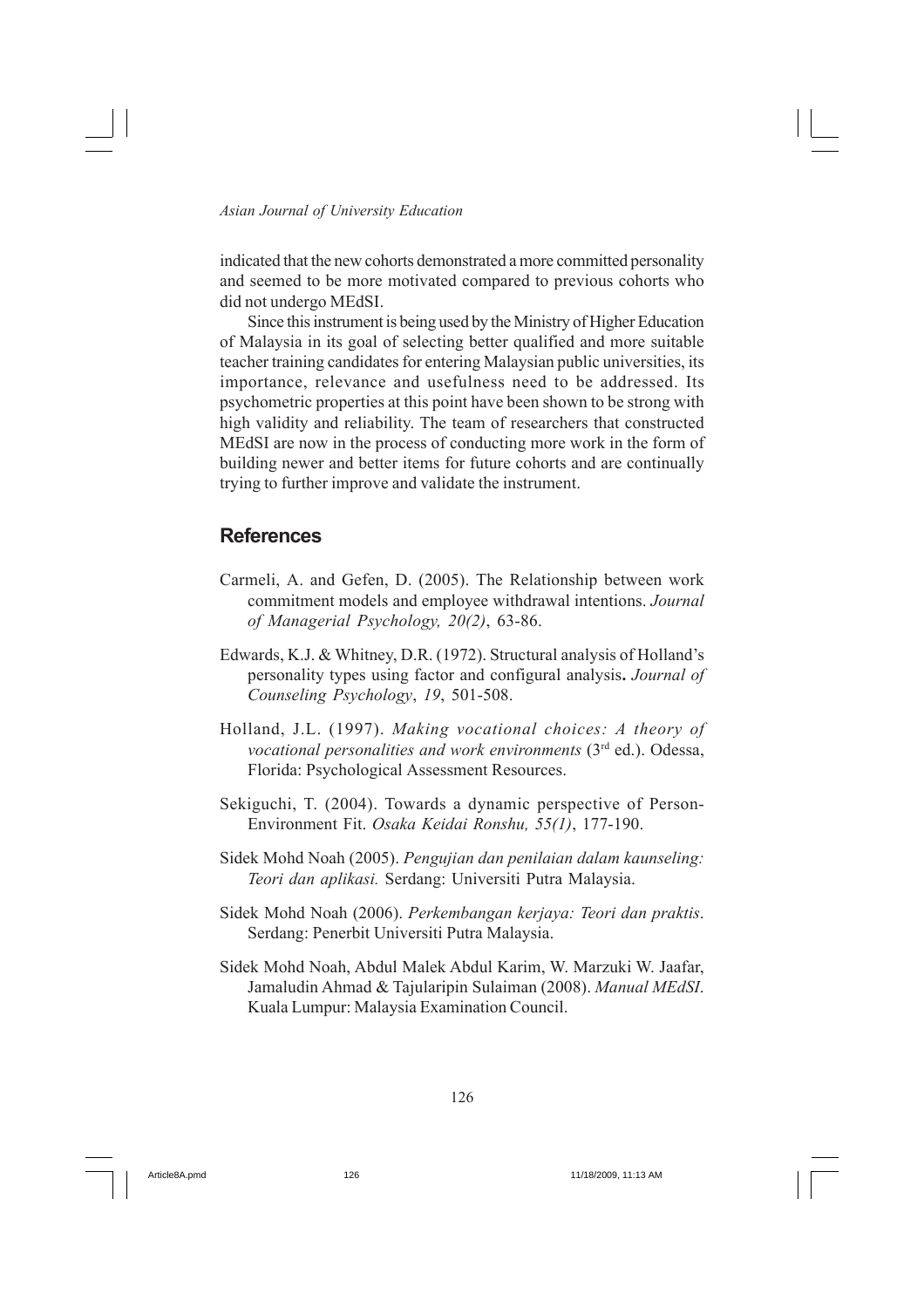indicated that the new cohorts demonstrated a more committed personality and seemed to be more motivated compared to previous cohorts who did not undergo MEdSI.

Since this instrument is being used by the Ministry of Higher Education of Malaysia in its goal of selecting better qualified and more suitable teacher training candidates for entering Malaysian public universities, its importance, relevance and usefulness need to be addressed. Its psychometric properties at this point have been shown to be strong with high validity and reliability. The team of researchers that constructed MEdSI are now in the process of conducting more work in the form of building newer and better items for future cohorts and are continually trying to further improve and validate the instrument.

## References

Carmeli, A. and Gefen, D. (2005). The Relationship between work commitment models and employee withdrawal intentions. *Journal of Managerial Psychology, 20(2)*, 63-86.

Edwards, K.J. & Whitney, D.R. (1972). Structural analysis of Holland's personality types using factor and configural analysis**.** *Journal of Counseling Psychology*, *19*, 501-508.

Holland, J.L. (1997). *Making vocational choices: A theory of vocational personalities and work environments* (3rd ed.). Odessa, Florida: Psychological Assessment Resources.

Sekiguchi, T. (2004). Towards a dynamic perspective of Person-Environment Fit. *Osaka Keidai Ronshu, 55(1)*, 177-190.

Sidek Mohd Noah (2005). *Pengujian dan penilaian dalam kaunseling: Teori dan aplikasi.* Serdang: Universiti Putra Malaysia.

Sidek Mohd Noah (2006). *Perkembangan kerjaya: Teori dan praktis*. Serdang: Penerbit Universiti Putra Malaysia.

Sidek Mohd Noah, Abdul Malek Abdul Karim, W. Marzuki W. Jaafar, Jamaludin Ahmad & Tajularipin Sulaiman (2008). *Manual MEdSI*. Kuala Lumpur: Malaysia Examination Council.